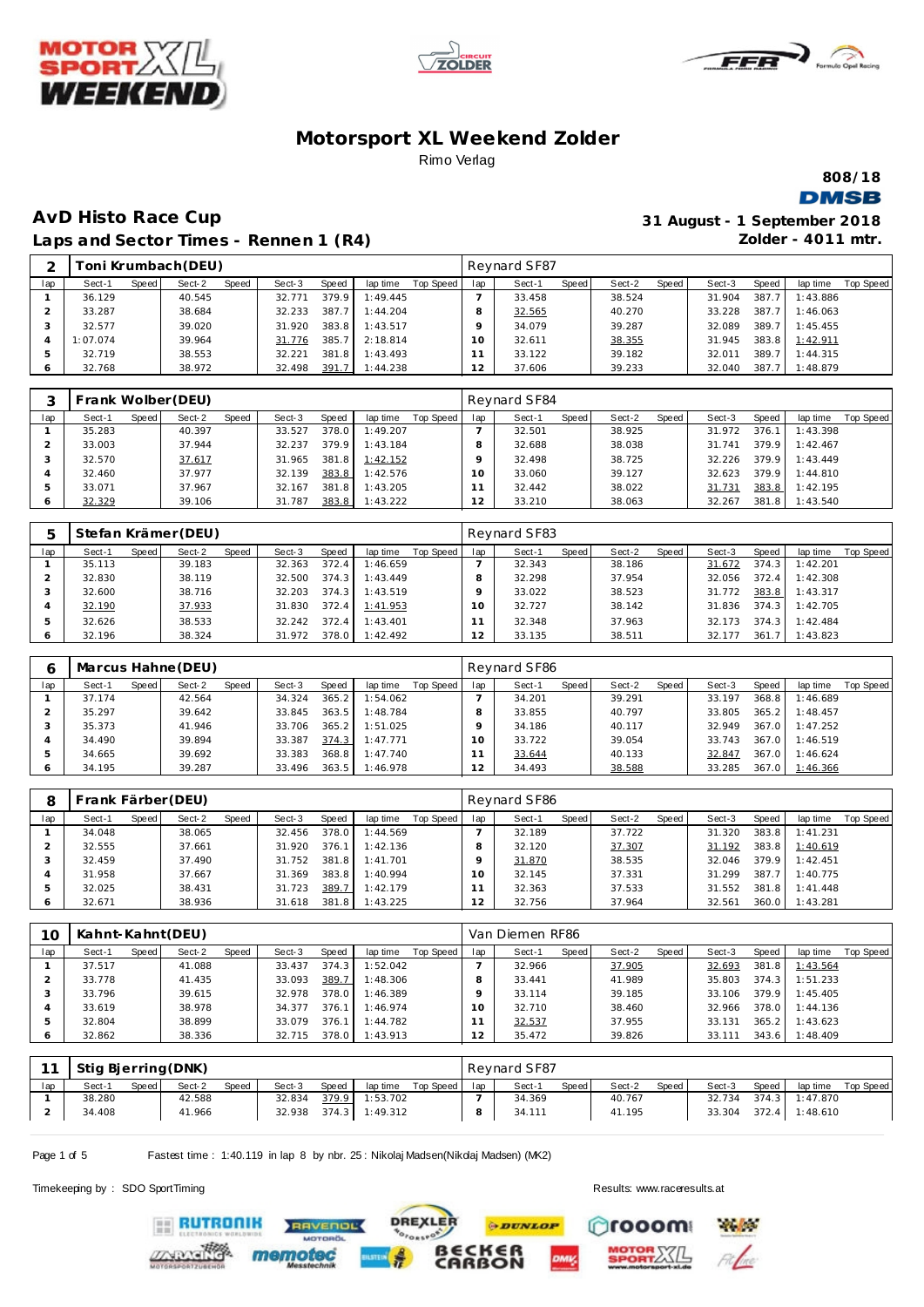# Motorsport XL Weekend Zolder

Rimo Verlag

808/18

## AvD Histo Race Cup

## Laps and Sector Times - Rennen 1 (R4)

31 August - 1 September 2018

Zolder - 4011 mtr.

### 2 Toni Krumbach(DEU) — Reynard SF87

| lap | Sect-1 | Speed | Sect-2 | Speed | Sect-3 | Speed | lap time | Top Speed | lap | Sect-1 | Speed | Sect-2 | Speed | Sect-3 | Speed | lap time | Top Speed |
|---|---|---|---|---|---|---|---|---|---|---|---|---|---|---|---|---|---|
| 1 | 36.129 | | 40.545 | | 32.771 | 379.9 | 1:49.445 | | 7 | 33.458 | | 38.524 | | 31.904 | 387.7 | 1:43.886 | |
| 2 | 33.287 | | 38.684 | | 32.233 | 387.7 | 1:44.204 | | 8 | 32.565 | | 40.270 | | 33.228 | 387.7 | 1:46.063 | |
| 3 | 32.577 | | 39.020 | | 31.920 | 383.8 | 1:43.517 | | 9 | 34.079 | | 39.287 | | 32.089 | 389.7 | 1:45.455 | |
| 4 | 1:07.074 | | 39.964 | | 31.776 | 385.7 | 2:18.814 | | 10 | 32.611 | | 38.355 | | 31.945 | 383.8 | 1:42.911 | |
| 5 | 32.719 | | 38.553 | | 32.221 | 381.8 | 1:43.493 | | 11 | 33.122 | | 39.182 | | 32.011 | 389.7 | 1:44.315 | |
| 6 | 32.768 | | 38.972 | | 32.498 | 391.7 | 1:44.238 | | 12 | 37.606 | | 39.233 | | 32.040 | 387.7 | 1:48.879 | |

### 3 Frank Wolber(DEU) — Reynard SF84

| lap | Sect-1 | Speed | Sect-2 | Speed | Sect-3 | Speed | lap time | Top Speed | lap | Sect-1 | Speed | Sect-2 | Speed | Sect-3 | Speed | lap time | Top Speed |
|---|---|---|---|---|---|---|---|---|---|---|---|---|---|---|---|---|---|
| 1 | 35.283 | | 40.397 | | 33.527 | 378.0 | 1:49.207 | | 7 | 32.501 | | 38.925 | | 31.972 | 376.1 | 1:43.398 | |
| 2 | 33.003 | | 37.944 | | 32.237 | 379.9 | 1:43.184 | | 8 | 32.688 | | 38.038 | | 31.741 | 379.9 | 1:42.467 | |
| 3 | 32.570 | | 37.617 | | 31.965 | 381.8 | 1:42.152 | | 9 | 32.498 | | 38.725 | | 32.226 | 379.9 | 1:43.449 | |
| 4 | 32.460 | | 37.977 | | 32.139 | 383.8 | 1:42.576 | | 10 | 33.060 | | 39.127 | | 32.623 | 379.9 | 1:44.810 | |
| 5 | 33.071 | | 37.967 | | 32.167 | 381.8 | 1:43.205 | | 11 | 32.442 | | 38.022 | | 31.731 | 383.8 | 1:42.195 | |
| 6 | 32.329 | | 39.106 | | 31.787 | 383.8 | 1:43.222 | | 12 | 33.210 | | 38.063 | | 32.267 | 381.8 | 1:43.540 | |

### 5 Stefan Krämer(DEU) — Reynard SF83

| lap | Sect-1 | Speed | Sect-2 | Speed | Sect-3 | Speed | lap time | Top Speed | lap | Sect-1 | Speed | Sect-2 | Speed | Sect-3 | Speed | lap time | Top Speed |
|---|---|---|---|---|---|---|---|---|---|---|---|---|---|---|---|---|---|
| 1 | 35.113 | | 39.183 | | 32.363 | 372.4 | 1:46.659 | | 7 | 32.343 | | 38.186 | | 31.672 | 374.3 | 1:42.201 | |
| 2 | 32.830 | | 38.119 | | 32.500 | 374.3 | 1:43.449 | | 8 | 32.298 | | 37.954 | | 32.056 | 372.4 | 1:42.308 | |
| 3 | 32.600 | | 38.716 | | 32.203 | 374.3 | 1:43.519 | | 9 | 33.022 | | 38.523 | | 31.772 | 383.8 | 1:43.317 | |
| 4 | 32.190 | | 37.933 | | 31.830 | 372.4 | 1:41.953 | | 10 | 32.727 | | 38.142 | | 31.836 | 374.3 | 1:42.705 | |
| 5 | 32.626 | | 38.533 | | 32.242 | 372.4 | 1:43.401 | | 11 | 32.348 | | 37.963 | | 32.173 | 374.3 | 1:42.484 | |
| 6 | 32.196 | | 38.324 | | 31.972 | 378.0 | 1:42.492 | | 12 | 33.135 | | 38.511 | | 32.177 | 361.7 | 1:43.823 | |

### 6 Marcus Hahne(DEU) — Reynard SF86

| lap | Sect-1 | Speed | Sect-2 | Speed | Sect-3 | Speed | lap time | Top Speed | lap | Sect-1 | Speed | Sect-2 | Speed | Sect-3 | Speed | lap time | Top Speed |
|---|---|---|---|---|---|---|---|---|---|---|---|---|---|---|---|---|---|
| 1 | 37.174 | | 42.564 | | 34.324 | 365.2 | 1:54.062 | | 7 | 34.201 | | 39.291 | | 33.197 | 368.8 | 1:46.689 | |
| 2 | 35.297 | | 39.642 | | 33.845 | 363.5 | 1:48.784 | | 8 | 33.855 | | 40.797 | | 33.805 | 365.2 | 1:48.457 | |
| 3 | 35.373 | | 41.946 | | 33.706 | 365.2 | 1:51.025 | | 9 | 34.186 | | 40.117 | | 32.949 | 367.0 | 1:47.252 | |
| 4 | 34.490 | | 39.894 | | 33.387 | 374.3 | 1:47.771 | | 10 | 33.722 | | 39.054 | | 33.743 | 367.0 | 1:46.519 | |
| 5 | 34.665 | | 39.692 | | 33.383 | 368.8 | 1:47.740 | | 11 | 33.644 | | 40.133 | | 32.847 | 367.0 | 1:46.624 | |
| 6 | 34.195 | | 39.287 | | 33.496 | 363.5 | 1:46.978 | | 12 | 34.493 | | 38.588 | | 33.285 | 367.0 | 1:46.366 | |

### 8 Frank Färber(DEU) — Reynard SF86

| lap | Sect-1 | Speed | Sect-2 | Speed | Sect-3 | Speed | lap time | Top Speed | lap | Sect-1 | Speed | Sect-2 | Speed | Sect-3 | Speed | lap time | Top Speed |
|---|---|---|---|---|---|---|---|---|---|---|---|---|---|---|---|---|---|
| 1 | 34.048 | | 38.065 | | 32.456 | 378.0 | 1:44.569 | | 7 | 32.189 | | 37.722 | | 31.320 | 383.8 | 1:41.231 | |
| 2 | 32.555 | | 37.661 | | 31.920 | 376.1 | 1:42.136 | | 8 | 32.120 | | 37.307 | | 31.192 | 383.8 | 1:40.619 | |
| 3 | 32.459 | | 37.490 | | 31.752 | 381.8 | 1:41.701 | | 9 | 31.870 | | 38.535 | | 32.046 | 379.9 | 1:42.451 | |
| 4 | 31.958 | | 37.667 | | 31.369 | 383.8 | 1:40.994 | | 10 | 32.145 | | 37.331 | | 31.299 | 387.7 | 1:40.775 | |
| 5 | 32.025 | | 38.431 | | 31.723 | 389.7 | 1:42.179 | | 11 | 32.363 | | 37.533 | | 31.552 | 381.8 | 1:41.448 | |
| 6 | 32.671 | | 38.936 | | 31.618 | 381.8 | 1:43.225 | | 12 | 32.756 | | 37.964 | | 32.561 | 360.0 | 1:43.281 | |

### 10 Kahnt-Kahnt(DEU) — Van Diemen RF86

| lap | Sect-1 | Speed | Sect-2 | Speed | Sect-3 | Speed | lap time | Top Speed | lap | Sect-1 | Speed | Sect-2 | Speed | Sect-3 | Speed | lap time | Top Speed |
|---|---|---|---|---|---|---|---|---|---|---|---|---|---|---|---|---|---|
| 1 | 37.517 | | 41.088 | | 33.437 | 374.3 | 1:52.042 | | 7 | 32.966 | | 37.905 | | 32.693 | 381.8 | 1:43.564 | |
| 2 | 33.778 | | 41.435 | | 33.093 | 389.7 | 1:48.306 | | 8 | 33.441 | | 41.989 | | 35.803 | 374.3 | 1:51.233 | |
| 3 | 33.796 | | 39.615 | | 32.978 | 378.0 | 1:46.389 | | 9 | 33.114 | | 39.185 | | 33.106 | 379.9 | 1:45.405 | |
| 4 | 33.619 | | 38.978 | | 34.377 | 376.1 | 1:46.974 | | 10 | 32.710 | | 38.460 | | 32.966 | 378.0 | 1:44.136 | |
| 5 | 32.804 | | 38.899 | | 33.079 | 376.1 | 1:44.782 | | 11 | 32.537 | | 37.955 | | 33.131 | 365.2 | 1:43.623 | |
| 6 | 32.862 | | 38.336 | | 32.715 | 378.0 | 1:43.913 | | 12 | 35.472 | | 39.826 | | 33.111 | 343.6 | 1:48.409 | |

### 11 Stig Bjerring(DNK) — Reynard SF87

| lap | Sect-1 | Speed | Sect-2 | Speed | Sect-3 | Speed | lap time | Top Speed | lap | Sect-1 | Speed | Sect-2 | Speed | Sect-3 | Speed | lap time | Top Speed |
|---|---|---|---|---|---|---|---|---|---|---|---|---|---|---|---|---|---|
| 1 | 38.280 | | 42.588 | | 32.834 | 379.9 | 1:53.702 | | 7 | 34.369 | | 40.767 | | 32.734 | 374.3 | 1:47.870 | |
| 2 | 34.408 | | 41.966 | | 32.938 | 374.3 | 1:49.312 | | 8 | 34.111 | | 41.195 | | 33.304 | 372.4 | 1:48.610 | |

Fastest time : 1:40.119 in lap 8 by nbr. 25 : Nikolaj Madsen(Nikolaj Madsen) (MK2)

Timekeeping by : SDO SportTiming

Results: www.raceresults.at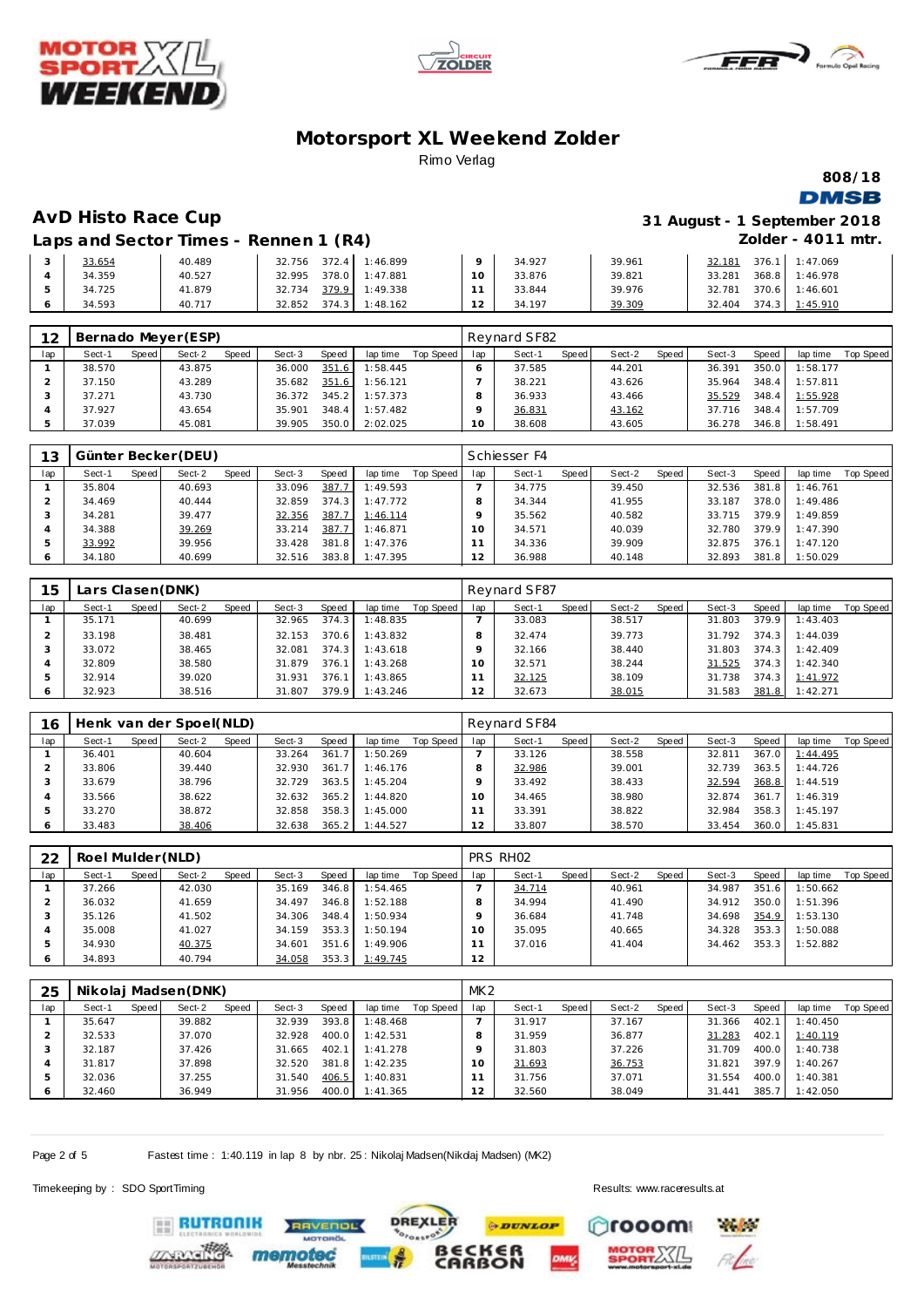# Motorsport XL Weekend Zolder

Rimo Verlag

808/18

## AvD Histo Race Cup

**31 August - 1 September 2018**

### Laps and Sector Times - Rennen 1 (R4)

**Zolder - 4011 mtr.**

| lap | Sect-1 | Speed | Sect-2 | Speed | Sect-3 | Speed | lap time | Top Speed | lap | Sect-1 | Speed | Sect-2 | Speed | Sect-3 | Speed | lap time | Top Speed |
|---|---|---|---|---|---|---|---|---|---|---|---|---|---|---|---|---|---|
| 3 | 33.654 | | 40.489 | | 32.756 | 372.4 | 1:46.899 | | 9 | 34.927 | | 39.961 | | 32.181 | 376.1 | 1:47.069 | |
| 4 | 34.359 | | 40.527 | | 32.995 | 378.0 | 1:47.881 | | 10 | 33.876 | | 39.821 | | 33.281 | 368.8 | 1:46.978 | |
| 5 | 34.725 | | 41.879 | | 32.734 | 379.9 | 1:49.338 | | 11 | 33.844 | | 39.976 | | 32.781 | 370.6 | 1:46.601 | |
| 6 | 34.593 | | 40.717 | | 32.852 | 374.3 | 1:48.162 | | 12 | 34.197 | | 39.309 | | 32.404 | 374.3 | 1:45.910 | |

**12 Bernado Meyer(ESP)** — Reynard SF82

| lap | Sect-1 | Speed | Sect-2 | Speed | Sect-3 | Speed | lap time | Top Speed | lap | Sect-1 | Speed | Sect-2 | Speed | Sect-3 | Speed | lap time | Top Speed |
|---|---|---|---|---|---|---|---|---|---|---|---|---|---|---|---|---|---|
| 1 | 38.570 | | 43.875 | | 36.000 | 351.6 | 1:58.445 | | 6 | 37.585 | | 44.201 | | 36.391 | 350.0 | 1:58.177 | |
| 2 | 37.150 | | 43.289 | | 35.682 | 351.6 | 1:56.121 | | 7 | 38.221 | | 43.626 | | 35.964 | 348.4 | 1:57.811 | |
| 3 | 37.271 | | 43.730 | | 36.372 | 345.2 | 1:57.373 | | 8 | 36.933 | | 43.466 | | 35.529 | 348.4 | 1:55.928 | |
| 4 | 37.927 | | 43.654 | | 35.901 | 348.4 | 1:57.482 | | 9 | 36.831 | | 43.162 | | 37.716 | 348.4 | 1:57.709 | |
| 5 | 37.039 | | 45.081 | | 39.905 | 350.0 | 2:02.025 | | 10 | 38.608 | | 43.605 | | 36.278 | 346.8 | 1:58.491 | |

**13 Günter Becker(DEU)** — Schiesser F4

| lap | Sect-1 | Speed | Sect-2 | Speed | Sect-3 | Speed | lap time | Top Speed | lap | Sect-1 | Speed | Sect-2 | Speed | Sect-3 | Speed | lap time | Top Speed |
|---|---|---|---|---|---|---|---|---|---|---|---|---|---|---|---|---|---|
| 1 | 35.804 | | 40.693 | | 33.096 | 387.7 | 1:49.593 | | 7 | 34.775 | | 39.450 | | 32.536 | 381.8 | 1:46.761 | |
| 2 | 34.469 | | 40.444 | | 32.859 | 374.3 | 1:47.772 | | 8 | 34.344 | | 41.955 | | 33.187 | 378.0 | 1:49.486 | |
| 3 | 34.281 | | 39.477 | | 32.356 | 387.7 | 1:46.114 | | 9 | 35.562 | | 40.582 | | 33.715 | 379.9 | 1:49.859 | |
| 4 | 34.388 | | 39.269 | | 33.214 | 387.7 | 1:46.871 | | 10 | 34.571 | | 40.039 | | 32.780 | 379.9 | 1:47.390 | |
| 5 | 33.992 | | 39.956 | | 33.428 | 381.8 | 1:47.376 | | 11 | 34.336 | | 39.909 | | 32.875 | 376.1 | 1:47.120 | |
| 6 | 34.180 | | 40.699 | | 32.516 | 383.8 | 1:47.395 | | 12 | 36.988 | | 40.148 | | 32.893 | 381.8 | 1:50.029 | |

**15 Lars Clasen(DNK)** — Reynard SF87

| lap | Sect-1 | Speed | Sect-2 | Speed | Sect-3 | Speed | lap time | Top Speed | lap | Sect-1 | Speed | Sect-2 | Speed | Sect-3 | Speed | lap time | Top Speed |
|---|---|---|---|---|---|---|---|---|---|---|---|---|---|---|---|---|---|
| 1 | 35.171 | | 40.699 | | 32.965 | 374.3 | 1:48.835 | | 7 | 33.083 | | 38.517 | | 31.803 | 379.9 | 1:43.403 | |
| 2 | 33.198 | | 38.481 | | 32.153 | 370.6 | 1:43.832 | | 8 | 32.474 | | 39.773 | | 31.792 | 374.3 | 1:44.039 | |
| 3 | 33.072 | | 38.465 | | 32.081 | 374.3 | 1:43.618 | | 9 | 32.166 | | 38.440 | | 31.803 | 374.3 | 1:42.409 | |
| 4 | 32.809 | | 38.580 | | 31.879 | 376.1 | 1:43.268 | | 10 | 32.571 | | 38.244 | | 31.525 | 374.3 | 1:42.340 | |
| 5 | 32.914 | | 39.020 | | 31.931 | 376.1 | 1:43.865 | | 11 | 32.125 | | 38.109 | | 31.738 | 374.3 | 1:41.972 | |
| 6 | 32.923 | | 38.516 | | 31.807 | 379.9 | 1:43.246 | | 12 | 32.673 | | 38.015 | | 31.583 | 381.8 | 1:42.271 | |

**16 Henk van der Spoel(NLD)** — Reynard SF84

| lap | Sect-1 | Speed | Sect-2 | Speed | Sect-3 | Speed | lap time | Top Speed | lap | Sect-1 | Speed | Sect-2 | Speed | Sect-3 | Speed | lap time | Top Speed |
|---|---|---|---|---|---|---|---|---|---|---|---|---|---|---|---|---|---|
| 1 | 36.401 | | 40.604 | | 33.264 | 361.7 | 1:50.269 | | 7 | 33.126 | | 38.558 | | 32.811 | 367.0 | 1:44.495 | |
| 2 | 33.806 | | 39.440 | | 32.930 | 361.7 | 1:46.176 | | 8 | 32.986 | | 39.001 | | 32.739 | 363.5 | 1:44.726 | |
| 3 | 33.679 | | 38.796 | | 32.729 | 363.5 | 1:45.204 | | 9 | 33.492 | | 38.433 | | 32.594 | 368.8 | 1:44.519 | |
| 4 | 33.566 | | 38.622 | | 32.632 | 365.2 | 1:44.820 | | 10 | 34.465 | | 38.980 | | 32.874 | 361.7 | 1:46.319 | |
| 5 | 33.270 | | 38.872 | | 32.858 | 358.3 | 1:45.000 | | 11 | 33.391 | | 38.822 | | 32.984 | 358.3 | 1:45.197 | |
| 6 | 33.483 | | 38.406 | | 32.638 | 365.2 | 1:44.527 | | 12 | 33.807 | | 38.570 | | 33.454 | 360.0 | 1:45.831 | |

**22 Roel Mulder(NLD)** — PRS RH02

| lap | Sect-1 | Speed | Sect-2 | Speed | Sect-3 | Speed | lap time | Top Speed | lap | Sect-1 | Speed | Sect-2 | Speed | Sect-3 | Speed | lap time | Top Speed |
|---|---|---|---|---|---|---|---|---|---|---|---|---|---|---|---|---|---|
| 1 | 37.266 | | 42.030 | | 35.169 | 346.8 | 1:54.465 | | 7 | 34.714 | | 40.961 | | 34.987 | 351.6 | 1:50.662 | |
| 2 | 36.032 | | 41.659 | | 34.497 | 346.8 | 1:52.188 | | 8 | 34.994 | | 41.490 | | 34.912 | 350.0 | 1:51.396 | |
| 3 | 35.126 | | 41.502 | | 34.306 | 348.4 | 1:50.934 | | 9 | 36.684 | | 41.748 | | 34.698 | 354.9 | 1:53.130 | |
| 4 | 35.008 | | 41.027 | | 34.159 | 353.3 | 1:50.194 | | 10 | 35.095 | | 40.665 | | 34.328 | 353.3 | 1:50.088 | |
| 5 | 34.930 | | 40.375 | | 34.601 | 351.6 | 1:49.906 | | 11 | 37.016 | | 41.404 | | 34.462 | 353.3 | 1:52.882 | |
| 6 | 34.893 | | 40.794 | | 34.058 | 353.3 | 1:49.745 | | 12 | | | | | | | | |

**25 Nikolaj Madsen(DNK)** — MK2

| lap | Sect-1 | Speed | Sect-2 | Speed | Sect-3 | Speed | lap time | Top Speed | lap | Sect-1 | Speed | Sect-2 | Speed | Sect-3 | Speed | lap time | Top Speed |
|---|---|---|---|---|---|---|---|---|---|---|---|---|---|---|---|---|---|
| 1 | 35.647 | | 39.882 | | 32.939 | 393.8 | 1:48.468 | | 7 | 31.917 | | 37.167 | | 31.366 | 402.1 | 1:40.450 | |
| 2 | 32.533 | | 37.070 | | 32.928 | 400.0 | 1:42.531 | | 8 | 31.959 | | 36.877 | | 31.283 | 402.1 | 1:40.119 | |
| 3 | 32.187 | | 37.426 | | 31.665 | 402.1 | 1:41.278 | | 9 | 31.803 | | 37.226 | | 31.709 | 400.0 | 1:40.738 | |
| 4 | 31.817 | | 37.898 | | 32.520 | 381.8 | 1:42.235 | | 10 | 31.693 | | 36.753 | | 31.821 | 397.9 | 1:40.267 | |
| 5 | 32.036 | | 37.255 | | 31.540 | 406.5 | 1:40.831 | | 11 | 31.756 | | 37.071 | | 31.554 | 400.0 | 1:40.381 | |
| 6 | 32.460 | | 36.949 | | 31.956 | 400.0 | 1:41.365 | | 12 | 32.560 | | 38.049 | | 31.441 | 385.7 | 1:42.050 | |

Fastest time : 1:40.119 in lap 8 by nbr. 25 : Nikolaj Madsen(Nikolaj Madsen) (MK2)

Timekeeping by : SDO SportTiming

Results: www.raceresults.at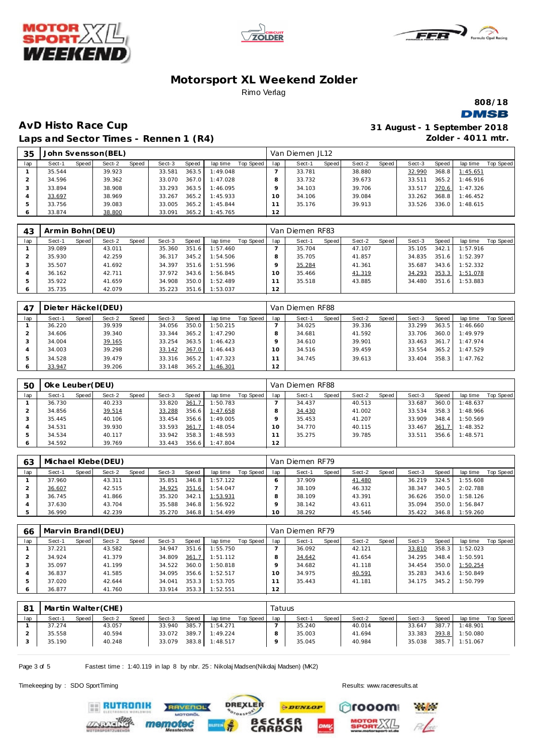# Motorsport XL Weekend Zolder

Rimo Verlag

808/18

## AvD Histo Race Cup

## Laps and Sector Times - Rennen 1 (R4)

31 August - 1 September 2018
Zolder - 4011 mtr.

| 35 | John Svensson(BEL) | | | | | | | | | Van Diemen JL12 | | | | | | | | |
|---|---|---|---|---|---|---|---|---|---|---|---|---|---|---|---|---|---|---|
| lap | Sect-1 | Speed | Sect-2 | Speed | Sect-3 | Speed | lap time | Top Speed | lap | Sect-1 | Speed | Sect-2 | Speed | Sect-3 | Speed | lap time | Top Speed |
| 1 | 35.544 | | 39.923 | | 33.581 | 363.5 | 1:49.048 | | 7 | 33.781 | | 38.880 | | 32.990 | 368.8 | 1:45.651 | |
| 2 | 34.596 | | 39.362 | | 33.070 | 367.0 | 1:47.028 | | 8 | 33.732 | | 39.673 | | 33.511 | 365.2 | 1:46.916 | |
| 3 | 33.894 | | 38.908 | | 33.293 | 363.5 | 1:46.095 | | 9 | 34.103 | | 39.706 | | 33.517 | 370.6 | 1:47.326 | |
| 4 | 33.697 | | 38.969 | | 33.267 | 365.2 | 1:45.933 | | 10 | 34.106 | | 39.084 | | 33.262 | 368.8 | 1:46.452 | |
| 5 | 33.756 | | 39.083 | | 33.005 | 365.2 | 1:45.844 | | 11 | 35.176 | | 39.913 | | 33.526 | 336.0 | 1:48.615 | |
| 6 | 33.874 | | 38.800 | | 33.091 | 365.2 | 1:45.765 | | 12 | | | | | | | | |

| 43 | Armin Bohn(DEU) | | | | | | | | | Van Diemen RF83 | | | | | | | | |
|---|---|---|---|---|---|---|---|---|---|---|---|---|---|---|---|---|---|---|
| lap | Sect-1 | Speed | Sect-2 | Speed | Sect-3 | Speed | lap time | Top Speed | lap | Sect-1 | Speed | Sect-2 | Speed | Sect-3 | Speed | lap time | Top Speed |
| 1 | 39.089 | | 43.011 | | 35.360 | 351.6 | 1:57.460 | | 7 | 35.704 | | 47.107 | | 35.105 | 342.1 | 1:57.916 | |
| 2 | 35.930 | | 42.259 | | 36.317 | 345.2 | 1:54.506 | | 8 | 35.705 | | 41.857 | | 34.835 | 351.6 | 1:52.397 | |
| 3 | 35.507 | | 41.692 | | 34.397 | 351.6 | 1:51.596 | | 9 | 35.284 | | 41.361 | | 35.687 | 343.6 | 1:52.332 | |
| 4 | 36.162 | | 42.711 | | 37.972 | 343.6 | 1:56.845 | | 10 | 35.466 | | 41.319 | | 34.293 | 353.3 | 1:51.078 | |
| 5 | 35.922 | | 41.659 | | 34.908 | 350.0 | 1:52.489 | | 11 | 35.518 | | 43.885 | | 34.480 | 351.6 | 1:53.883 | |
| 6 | 35.735 | | 42.079 | | 35.223 | 351.6 | 1:53.037 | | 12 | | | | | | | | |

| 47 | Dieter Häckel(DEU) | | | | | | | | | Van Diemen RF88 | | | | | | | | |
|---|---|---|---|---|---|---|---|---|---|---|---|---|---|---|---|---|---|---|
| lap | Sect-1 | Speed | Sect-2 | Speed | Sect-3 | Speed | lap time | Top Speed | lap | Sect-1 | Speed | Sect-2 | Speed | Sect-3 | Speed | lap time | Top Speed |
| 1 | 36.220 | | 39.939 | | 34.056 | 350.0 | 1:50.215 | | 7 | 34.025 | | 39.336 | | 33.299 | 363.5 | 1:46.660 | |
| 2 | 34.606 | | 39.340 | | 33.344 | 365.2 | 1:47.290 | | 8 | 34.681 | | 41.592 | | 33.706 | 360.0 | 1:49.979 | |
| 3 | 34.004 | | 39.165 | | 33.254 | 363.5 | 1:46.423 | | 9 | 34.610 | | 39.901 | | 33.463 | 361.7 | 1:47.974 | |
| 4 | 34.003 | | 39.298 | | 33.142 | 367.0 | 1:46.443 | | 10 | 34.516 | | 39.459 | | 33.554 | 365.2 | 1:47.529 | |
| 5 | 34.528 | | 39.479 | | 33.316 | 365.2 | 1:47.323 | | 11 | 34.745 | | 39.613 | | 33.404 | 358.3 | 1:47.762 | |
| 6 | 33.947 | | 39.206 | | 33.148 | 365.2 | 1:46.301 | | 12 | | | | | | | | |

| 50 | Oke Leuber(DEU) | | | | | | | | | Van Diemen RF88 | | | | | | | | |
|---|---|---|---|---|---|---|---|---|---|---|---|---|---|---|---|---|---|---|
| lap | Sect-1 | Speed | Sect-2 | Speed | Sect-3 | Speed | lap time | Top Speed | lap | Sect-1 | Speed | Sect-2 | Speed | Sect-3 | Speed | lap time | Top Speed |
| 1 | 36.730 | | 40.233 | | 33.820 | 361.7 | 1:50.783 | | 7 | 34.437 | | 40.513 | | 33.687 | 360.0 | 1:48.637 | |
| 2 | 34.856 | | 39.514 | | 33.288 | 356.6 | 1:47.658 | | 8 | 34.430 | | 41.002 | | 33.534 | 358.3 | 1:48.966 | |
| 3 | 35.445 | | 40.106 | | 33.454 | 356.6 | 1:49.005 | | 9 | 35.453 | | 41.207 | | 33.909 | 348.4 | 1:50.569 | |
| 4 | 34.531 | | 39.930 | | 33.593 | 361.7 | 1:48.054 | | 10 | 34.770 | | 40.115 | | 33.467 | 361.7 | 1:48.352 | |
| 5 | 34.534 | | 40.117 | | 33.942 | 358.3 | 1:48.593 | | 11 | 35.275 | | 39.785 | | 33.511 | 356.6 | 1:48.571 | |
| 6 | 34.592 | | 39.769 | | 33.443 | 356.6 | 1:47.804 | | 12 | | | | | | | | |

| 63 | Michael Klebe(DEU) | | | | | | | | | Van Diemen RF79 | | | | | | | | |
|---|---|---|---|---|---|---|---|---|---|---|---|---|---|---|---|---|---|---|
| lap | Sect-1 | Speed | Sect-2 | Speed | Sect-3 | Speed | lap time | Top Speed | lap | Sect-1 | Speed | Sect-2 | Speed | Sect-3 | Speed | lap time | Top Speed |
| 1 | 37.960 | | 43.311 | | 35.851 | 346.8 | 1:57.122 | | 6 | 37.909 | | 41.480 | | 36.219 | 324.5 | 1:55.608 | |
| 2 | 36.607 | | 42.515 | | 34.925 | 351.6 | 1:54.047 | | 7 | 38.109 | | 46.332 | | 38.347 | 340.5 | 2:02.788 | |
| 3 | 36.745 | | 41.866 | | 35.320 | 342.1 | 1:53.931 | | 8 | 38.109 | | 43.391 | | 36.626 | 350.0 | 1:58.126 | |
| 4 | 37.630 | | 43.704 | | 35.588 | 346.8 | 1:56.922 | | 9 | 38.142 | | 43.611 | | 35.094 | 350.0 | 1:56.847 | |
| 5 | 36.990 | | 42.239 | | 35.270 | 346.8 | 1:54.499 | | 10 | 38.292 | | 45.546 | | 35.422 | 346.8 | 1:59.260 | |

| 66 | Marvin Brandl(DEU) | | | | | | | | | Van Diemen RF79 | | | | | | | | |
|---|---|---|---|---|---|---|---|---|---|---|---|---|---|---|---|---|---|---|
| lap | Sect-1 | Speed | Sect-2 | Speed | Sect-3 | Speed | lap time | Top Speed | lap | Sect-1 | Speed | Sect-2 | Speed | Sect-3 | Speed | lap time | Top Speed |
| 1 | 37.221 | | 43.582 | | 34.947 | 351.6 | 1:55.750 | | 7 | 36.092 | | 42.121 | | 33.810 | 358.3 | 1:52.023 | |
| 2 | 34.924 | | 41.379 | | 34.809 | 361.7 | 1:51.112 | | 8 | 34.642 | | 41.654 | | 34.295 | 348.4 | 1:50.591 | |
| 3 | 35.097 | | 41.199 | | 34.522 | 360.0 | 1:50.818 | | 9 | 34.682 | | 41.118 | | 34.454 | 350.0 | 1:50.254 | |
| 4 | 36.837 | | 41.585 | | 34.095 | 356.6 | 1:52.517 | | 10 | 34.975 | | 40.591 | | 35.283 | 343.6 | 1:50.849 | |
| 5 | 37.020 | | 42.644 | | 34.041 | 353.3 | 1:53.705 | | 11 | 35.443 | | 41.181 | | 34.175 | 345.2 | 1:50.799 | |
| 6 | 36.877 | | 41.760 | | 33.914 | 353.3 | 1:52.551 | | 12 | | | | | | | | |

| 81 | Martin Walter(CHE) | | | | | | | | | Tatuus | | | | | | | | |
|---|---|---|---|---|---|---|---|---|---|---|---|---|---|---|---|---|---|---|
| lap | Sect-1 | Speed | Sect-2 | Speed | Sect-3 | Speed | lap time | Top Speed | lap | Sect-1 | Speed | Sect-2 | Speed | Sect-3 | Speed | lap time | Top Speed |
| 1 | 37.274 | | 43.057 | | 33.940 | 385.7 | 1:54.271 | | 7 | 35.240 | | 40.014 | | 33.647 | 387.7 | 1:48.901 | |
| 2 | 35.558 | | 40.594 | | 33.072 | 389.7 | 1:49.224 | | 8 | 35.003 | | 41.694 | | 33.383 | 393.8 | 1:50.080 | |
| 3 | 35.190 | | 40.248 | | 33.079 | 383.8 | 1:48.517 | | 9 | 35.045 | | 40.984 | | 35.038 | 385.7 | 1:51.067 | |

Fastest time : 1:40.119 in lap 8 by nbr. 25 : Nikolaj Madsen(Nikolaj Madsen) (MK2)

Timekeeping by : SDO SportTiming

Results: www.raceresults.at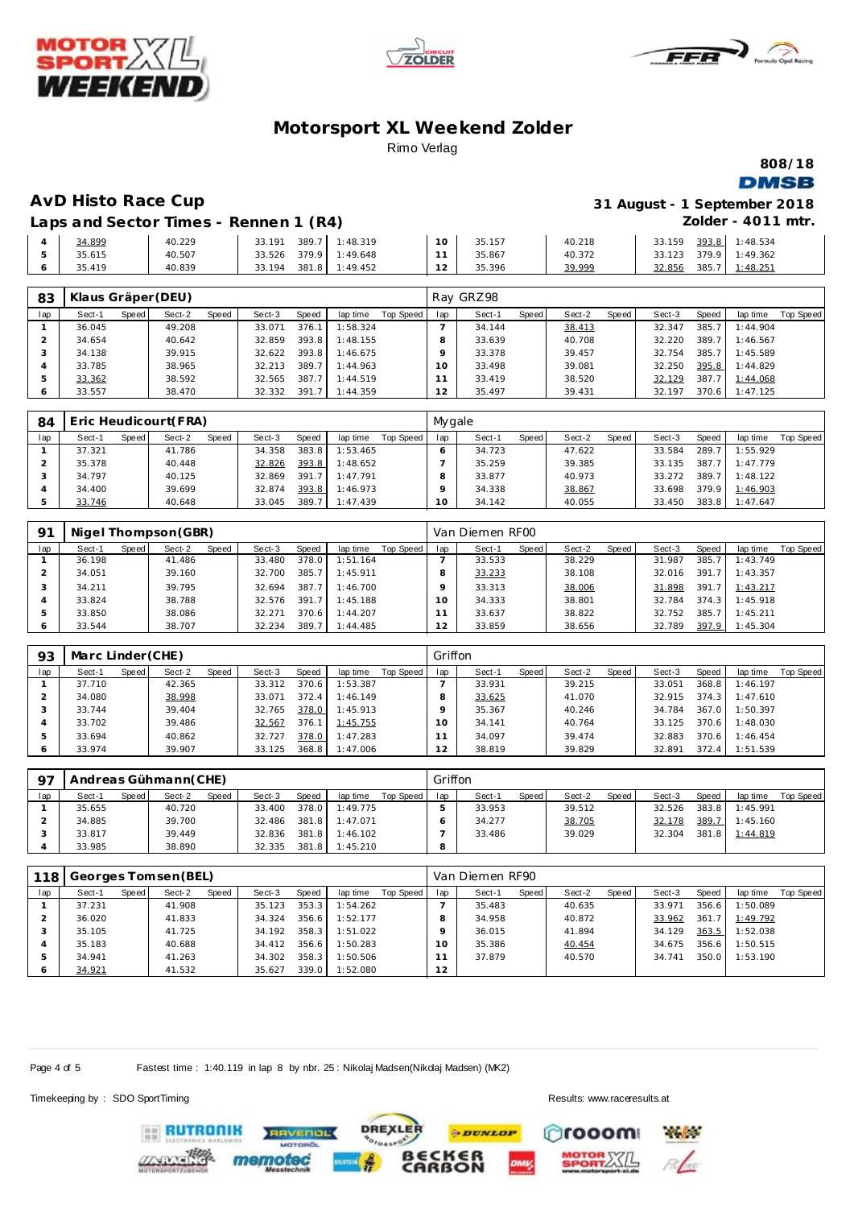# Motorsport XL Weekend Zolder

Rimo Verlag

808/18

## AvD Histo Race Cup

31 August - 1 September 2018

### Laps and Sector Times - Rennen 1 (R4)

Zolder - 4011 mtr.

| lap | Sect-1 | Speed | Sect-2 | Speed | Sect-3 | Speed | lap time | Top Speed | lap | Sect-1 | Speed | Sect-2 | Speed | Sect-3 | Speed | lap time | Top Speed |
|---|---|---|---|---|---|---|---|---|---|---|---|---|---|---|---|---|---|
| 4 | 34.899 | | 40.229 | | 33.191 | 389.7 | 1:48.319 | | 10 | 35.157 | | 40.218 | | 33.159 | 393.8 | 1:48.534 | |
| 5 | 35.615 | | 40.507 | | 33.526 | 379.9 | 1:49.648 | | 11 | 35.867 | | 40.372 | | 33.123 | 379.9 | 1:49.362 | |
| 6 | 35.419 | | 40.839 | | 33.194 | 381.8 | 1:49.452 | | 12 | 35.396 | | 39.999 | | 32.856 | 385.7 | 1:48.251 | |

**83 Klaus Gräper(DEU)** — Ray GRZ98

| lap | Sect-1 | Speed | Sect-2 | Speed | Sect-3 | Speed | lap time | Top Speed | lap | Sect-1 | Speed | Sect-2 | Speed | Sect-3 | Speed | lap time | Top Speed |
|---|---|---|---|---|---|---|---|---|---|---|---|---|---|---|---|---|---|
| 1 | 36.045 | | 49.208 | | 33.071 | 376.1 | 1:58.324 | | 7 | 34.144 | | 38.413 | | 32.347 | 385.7 | 1:44.904 | |
| 2 | 34.654 | | 40.642 | | 32.859 | 393.8 | 1:48.155 | | 8 | 33.639 | | 40.708 | | 32.220 | 389.7 | 1:46.567 | |
| 3 | 34.138 | | 39.915 | | 32.622 | 393.8 | 1:46.675 | | 9 | 33.378 | | 39.457 | | 32.754 | 385.7 | 1:45.589 | |
| 4 | 33.785 | | 38.965 | | 32.213 | 389.7 | 1:44.963 | | 10 | 33.498 | | 39.081 | | 32.250 | 395.8 | 1:44.829 | |
| 5 | 33.362 | | 38.592 | | 32.565 | 387.7 | 1:44.519 | | 11 | 33.419 | | 38.520 | | 32.129 | 387.7 | 1:44.068 | |
| 6 | 33.557 | | 38.470 | | 32.332 | 391.7 | 1:44.359 | | 12 | 35.497 | | 39.431 | | 32.197 | 370.6 | 1:47.125 | |

**84 Eric Heudicourt(FRA)** — Mygale

| lap | Sect-1 | Speed | Sect-2 | Speed | Sect-3 | Speed | lap time | Top Speed | lap | Sect-1 | Speed | Sect-2 | Speed | Sect-3 | Speed | lap time | Top Speed |
|---|---|---|---|---|---|---|---|---|---|---|---|---|---|---|---|---|---|
| 1 | 37.321 | | 41.786 | | 34.358 | 383.8 | 1:53.465 | | 6 | 34.723 | | 47.622 | | 33.584 | 289.7 | 1:55.929 | |
| 2 | 35.378 | | 40.448 | | 32.826 | 393.8 | 1:48.652 | | 7 | 35.259 | | 39.385 | | 33.135 | 387.7 | 1:47.779 | |
| 3 | 34.797 | | 40.125 | | 32.869 | 391.7 | 1:47.791 | | 8 | 33.877 | | 40.973 | | 33.272 | 389.7 | 1:48.122 | |
| 4 | 34.400 | | 39.699 | | 32.874 | 393.8 | 1:46.973 | | 9 | 34.338 | | 38.867 | | 33.698 | 379.9 | 1:46.903 | |
| 5 | 33.746 | | 40.648 | | 33.045 | 389.7 | 1:47.439 | | 10 | 34.142 | | 40.055 | | 33.450 | 383.8 | 1:47.647 | |

**91 Nigel Thompson(GBR)** — Van Diemen RF00

| lap | Sect-1 | Speed | Sect-2 | Speed | Sect-3 | Speed | lap time | Top Speed | lap | Sect-1 | Speed | Sect-2 | Speed | Sect-3 | Speed | lap time | Top Speed |
|---|---|---|---|---|---|---|---|---|---|---|---|---|---|---|---|---|---|
| 1 | 36.198 | | 41.486 | | 33.480 | 378.0 | 1:51.164 | | 7 | 33.533 | | 38.229 | | 31.987 | 385.7 | 1:43.749 | |
| 2 | 34.051 | | 39.160 | | 32.700 | 385.7 | 1:45.911 | | 8 | 33.233 | | 38.108 | | 32.016 | 391.7 | 1:43.357 | |
| 3 | 34.211 | | 39.795 | | 32.694 | 387.7 | 1:46.700 | | 9 | 33.313 | | 38.006 | | 31.898 | 391.7 | 1:43.217 | |
| 4 | 33.824 | | 38.788 | | 32.576 | 391.7 | 1:45.188 | | 10 | 34.333 | | 38.801 | | 32.784 | 374.3 | 1:45.918 | |
| 5 | 33.850 | | 38.086 | | 32.271 | 370.6 | 1:44.207 | | 11 | 33.637 | | 38.822 | | 32.752 | 385.7 | 1:45.211 | |
| 6 | 33.544 | | 38.707 | | 32.234 | 389.7 | 1:44.485 | | 12 | 33.859 | | 38.656 | | 32.789 | 397.9 | 1:45.304 | |

**93 Marc Linder(CHE)** — Griffon

| lap | Sect-1 | Speed | Sect-2 | Speed | Sect-3 | Speed | lap time | Top Speed | lap | Sect-1 | Speed | Sect-2 | Speed | Sect-3 | Speed | lap time | Top Speed |
|---|---|---|---|---|---|---|---|---|---|---|---|---|---|---|---|---|---|
| 1 | 37.710 | | 42.365 | | 33.312 | 370.6 | 1:53.387 | | 7 | 33.931 | | 39.215 | | 33.051 | 368.8 | 1:46.197 | |
| 2 | 34.080 | | 38.998 | | 33.071 | 372.4 | 1:46.149 | | 8 | 33.625 | | 41.070 | | 32.915 | 374.3 | 1:47.610 | |
| 3 | 33.744 | | 39.404 | | 32.765 | 378.0 | 1:45.913 | | 9 | 35.367 | | 40.246 | | 34.784 | 367.0 | 1:50.397 | |
| 4 | 33.702 | | 39.486 | | 32.567 | 376.1 | 1:45.755 | | 10 | 34.141 | | 40.764 | | 33.125 | 370.6 | 1:48.030 | |
| 5 | 33.694 | | 40.862 | | 32.727 | 378.0 | 1:47.283 | | 11 | 34.097 | | 39.474 | | 32.883 | 370.6 | 1:46.454 | |
| 6 | 33.974 | | 39.907 | | 33.125 | 368.8 | 1:47.006 | | 12 | 38.819 | | 39.829 | | 32.891 | 372.4 | 1:51.539 | |

**97 Andreas Gühmann(CHE)** — Griffon

| lap | Sect-1 | Speed | Sect-2 | Speed | Sect-3 | Speed | lap time | Top Speed | lap | Sect-1 | Speed | Sect-2 | Speed | Sect-3 | Speed | lap time | Top Speed |
|---|---|---|---|---|---|---|---|---|---|---|---|---|---|---|---|---|---|
| 1 | 35.655 | | 40.720 | | 33.400 | 378.0 | 1:49.775 | | 5 | 33.953 | | 39.512 | | 32.526 | 383.8 | 1:45.991 | |
| 2 | 34.885 | | 39.700 | | 32.486 | 381.8 | 1:47.071 | | 6 | 34.277 | | 38.705 | | 32.178 | 389.7 | 1:45.160 | |
| 3 | 33.817 | | 39.449 | | 32.836 | 381.8 | 1:46.102 | | 7 | 33.486 | | 39.029 | | 32.304 | 381.8 | 1:44.819 | |
| 4 | 33.985 | | 38.890 | | 32.335 | 381.8 | 1:45.210 | | 8 | | | | | | | | |

**118 Georges Tomsen(BEL)** — Van Diemen RF90

| lap | Sect-1 | Speed | Sect-2 | Speed | Sect-3 | Speed | lap time | Top Speed | lap | Sect-1 | Speed | Sect-2 | Speed | Sect-3 | Speed | lap time | Top Speed |
|---|---|---|---|---|---|---|---|---|---|---|---|---|---|---|---|---|---|
| 1 | 37.231 | | 41.908 | | 35.123 | 353.3 | 1:54.262 | | 7 | 35.483 | | 40.635 | | 33.971 | 356.6 | 1:50.089 | |
| 2 | 36.020 | | 41.833 | | 34.324 | 356.6 | 1:52.177 | | 8 | 34.958 | | 40.872 | | 33.962 | 361.7 | 1:49.792 | |
| 3 | 35.105 | | 41.725 | | 34.192 | 358.3 | 1:51.022 | | 9 | 36.015 | | 41.894 | | 34.129 | 363.5 | 1:52.038 | |
| 4 | 35.183 | | 40.688 | | 34.412 | 356.6 | 1:50.283 | | 10 | 35.386 | | 40.454 | | 34.675 | 356.6 | 1:50.515 | |
| 5 | 34.941 | | 41.263 | | 34.302 | 358.3 | 1:50.506 | | 11 | 37.879 | | 40.570 | | 34.741 | 350.0 | 1:53.190 | |
| 6 | 34.921 | | 41.532 | | 35.627 | 339.0 | 1:52.080 | | 12 | | | | | | | | |

Fastest time : 1:40.119 in lap 8 by nbr. 25 : Nikolaj Madsen(Nikolaj Madsen) (MK2)

Timekeeping by : SDO SportTiming

Results: www.raceresults.at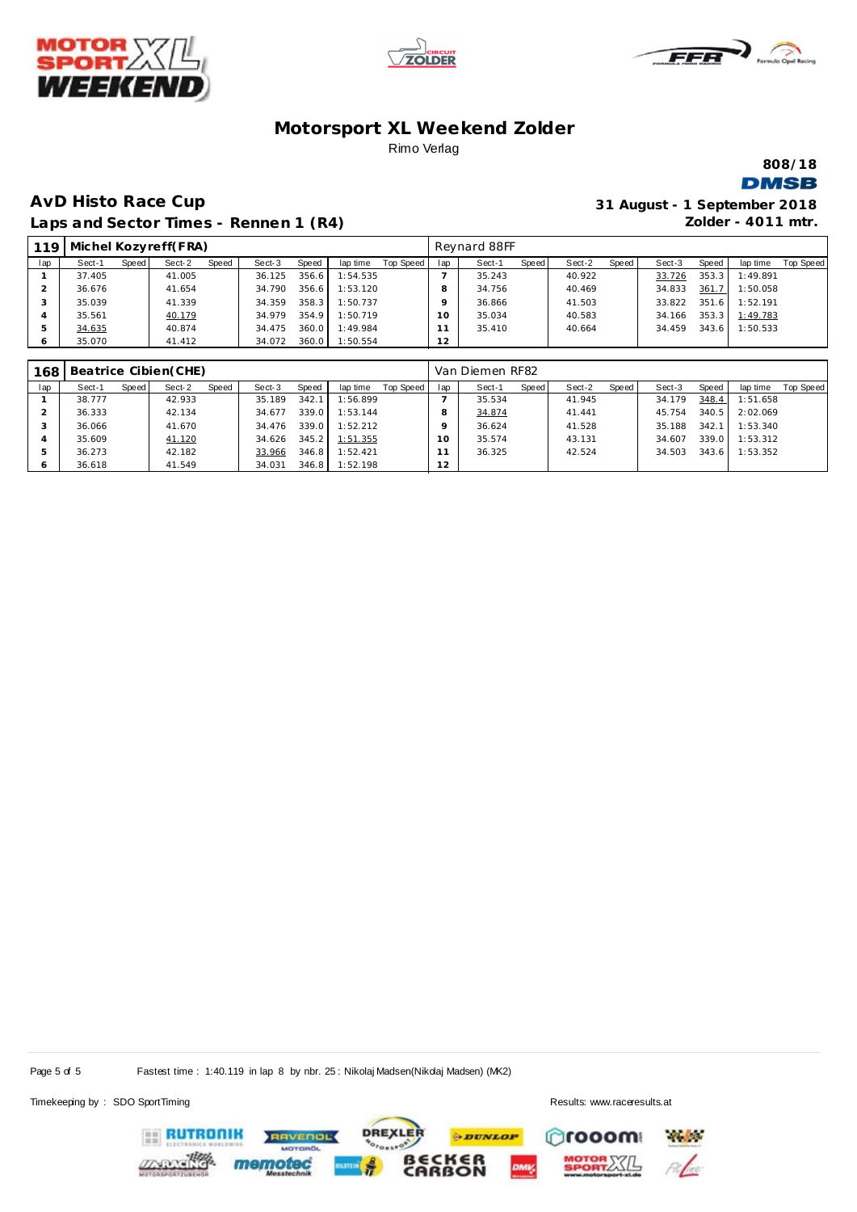# Motorsport XL Weekend Zolder

Rimo Verlag

808/18

DMSB

## AvD Histo Race Cup

**31 August - 1 September 2018**

## Laps and Sector Times - Rennen 1 (R4)

**Zolder - 4011 mtr.**

| 119 | Michel Kozyreff(FRA) | | | | | | | | Reynard 88FF | | | | | | | | |
|---|---|---|---|---|---|---|---|---|---|---|---|---|---|---|---|---|---|
| lap | Sect-1 | Speed | Sect-2 | Speed | Sect-3 | Speed | lap time | Top Speed | lap | Sect-1 | Speed | Sect-2 | Speed | Sect-3 | Speed | lap time | Top Speed |
| 1 | 37.405 | | 41.005 | | 36.125 | 356.6 | 1:54.535 | | 7 | 35.243 | | 40.922 | | 33.726 | 353.3 | 1:49.891 | |
| 2 | 36.676 | | 41.654 | | 34.790 | 356.6 | 1:53.120 | | 8 | 34.756 | | 40.469 | | 34.833 | 361.7 | 1:50.058 | |
| 3 | 35.039 | | 41.339 | | 34.359 | 358.3 | 1:50.737 | | 9 | 36.866 | | 41.503 | | 33.822 | 351.6 | 1:52.191 | |
| 4 | 35.561 | | 40.179 | | 34.979 | 354.9 | 1:50.719 | | 10 | 35.034 | | 40.583 | | 34.166 | 353.3 | 1:49.783 | |
| 5 | 34.635 | | 40.874 | | 34.475 | 360.0 | 1:49.984 | | 11 | 35.410 | | 40.664 | | 34.459 | 343.6 | 1:50.533 | |
| 6 | 35.070 | | 41.412 | | 34.072 | 360.0 | 1:50.554 | | 12 | | | | | | | | |

| 168 | Beatrice Cibien(CHE) | | | | | | | | Van Diemen RF82 | | | | | | | | |
|---|---|---|---|---|---|---|---|---|---|---|---|---|---|---|---|---|---|
| lap | Sect-1 | Speed | Sect-2 | Speed | Sect-3 | Speed | lap time | Top Speed | lap | Sect-1 | Speed | Sect-2 | Speed | Sect-3 | Speed | lap time | Top Speed |
| 1 | 38.777 | | 42.933 | | 35.189 | 342.1 | 1:56.899 | | 7 | 35.534 | | 41.945 | | 34.179 | 348.4 | 1:51.658 | |
| 2 | 36.333 | | 42.134 | | 34.677 | 339.0 | 1:53.144 | | 8 | 34.874 | | 41.441 | | 45.754 | 340.5 | 2:02.069 | |
| 3 | 36.066 | | 41.670 | | 34.476 | 339.0 | 1:52.212 | | 9 | 36.624 | | 41.528 | | 35.188 | 342.1 | 1:53.340 | |
| 4 | 35.609 | | 41.120 | | 34.626 | 345.2 | 1:51.355 | | 10 | 35.574 | | 43.131 | | 34.607 | 339.0 | 1:53.312 | |
| 5 | 36.273 | | 42.182 | | 33.966 | 346.8 | 1:52.421 | | 11 | 36.325 | | 42.524 | | 34.503 | 343.6 | 1:53.352 | |
| 6 | 36.618 | | 41.549 | | 34.031 | 346.8 | 1:52.198 | | 12 | | | | | | | | |

Fastest time : 1:40.119 in lap 8 by nbr. 25 : Nikolaj Madsen(Nikolaj Madsen) (MK2)

Timekeeping by : SDO SportTiming

Results: www.raceresults.at